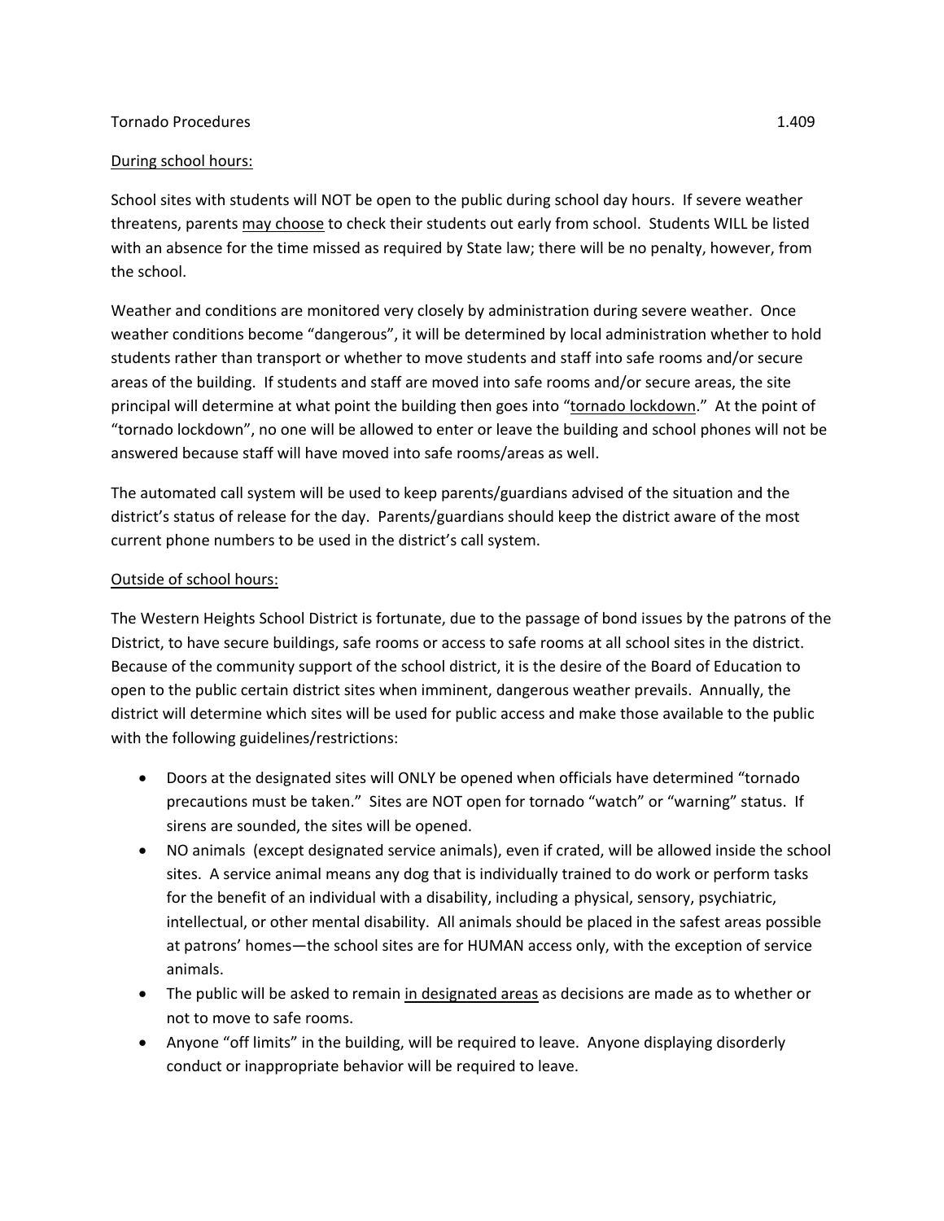# Tornado Procedures 1.409

## During school hours:

School sites with students will NOT be open to the public during school day hours. If severe weather threatens, parents may choose to check their students out early from school. Students WILL be listed with an absence for the time missed as required by State law; there will be no penalty, however, from the school.

Weather and conditions are monitored very closely by administration during severe weather. Once weather conditions become "dangerous", it will be determined by local administration whether to hold students rather than transport or whether to move students and staff into safe rooms and/or secure areas of the building. If students and staff are moved into safe rooms and/or secure areas, the site principal will determine at what point the building then goes into "tornado lockdown." At the point of "tornado lockdown", no one will be allowed to enter or leave the building and school phones will not be answered because staff will have moved into safe rooms/areas as well.

The automated call system will be used to keep parents/guardians advised of the situation and the district's status of release for the day. Parents/guardians should keep the district aware of the most current phone numbers to be used in the district's call system.

## Outside of school hours:

The Western Heights School District is fortunate, due to the passage of bond issues by the patrons of the District, to have secure buildings, safe rooms or access to safe rooms at all school sites in the district. Because of the community support of the school district, it is the desire of the Board of Education to open to the public certain district sites when imminent, dangerous weather prevails. Annually, the district will determine which sites will be used for public access and make those available to the public with the following guidelines/restrictions:

- Doors at the designated sites will ONLY be opened when officials have determined "tornado precautions must be taken." Sites are NOT open for tornado "watch" or "warning" status. If sirens are sounded, the sites will be opened.
- NO animals (except designated service animals), even if crated, will be allowed inside the school sites. A service animal means any dog that is individually trained to do work or perform tasks for the benefit of an individual with a disability, including a physical, sensory, psychiatric, intellectual, or other mental disability. All animals should be placed in the safest areas possible at patrons' homes—the school sites are for HUMAN access only, with the exception of service animals.
- The public will be asked to remain in designated areas as decisions are made as to whether or not to move to safe rooms.
- Anyone "off limits" in the building, will be required to leave. Anyone displaying disorderly conduct or inappropriate behavior will be required to leave.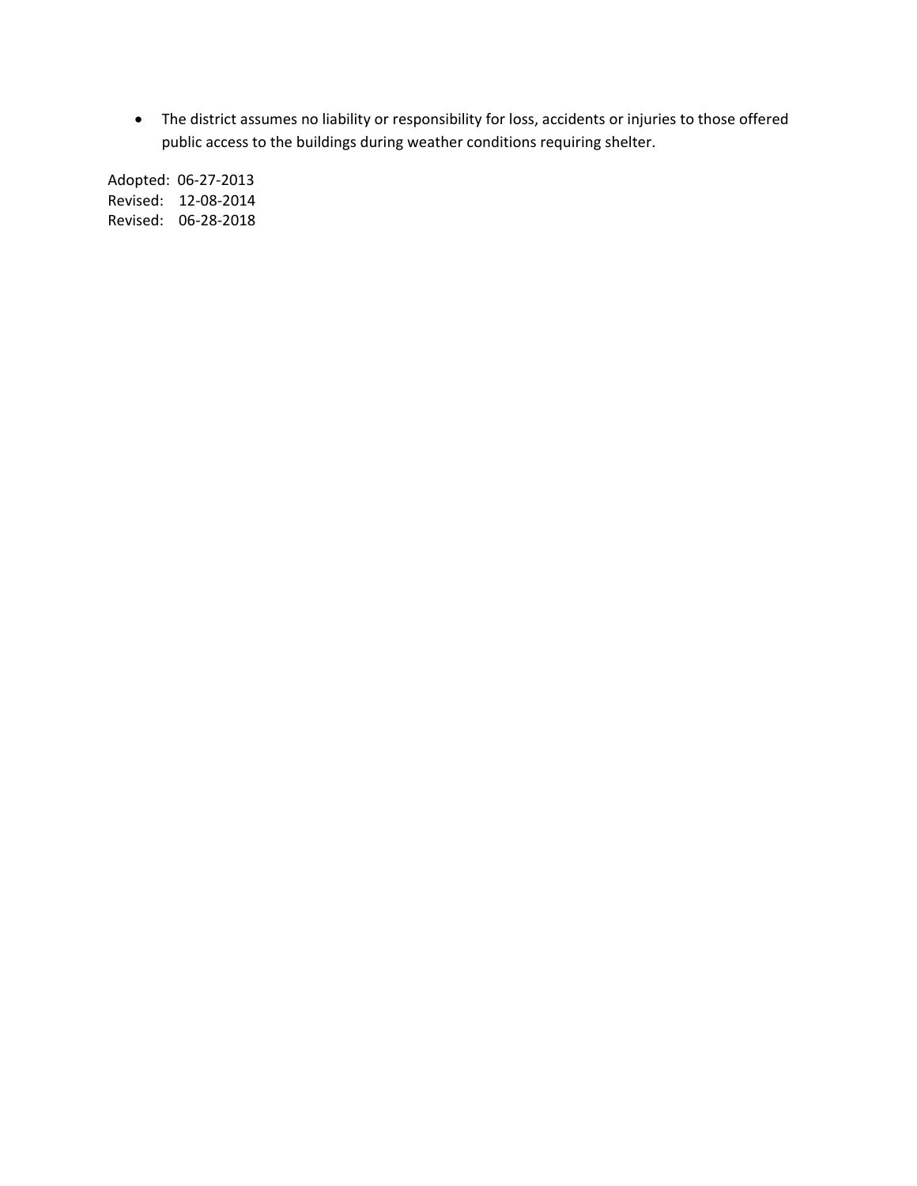- The district assumes no liability or responsibility for loss, accidents or injuries to those offered public access to the buildings during weather conditions requiring shelter.

Adopted: 06-27-2013
Revised: 12-08-2014
Revised: 06-28-2018